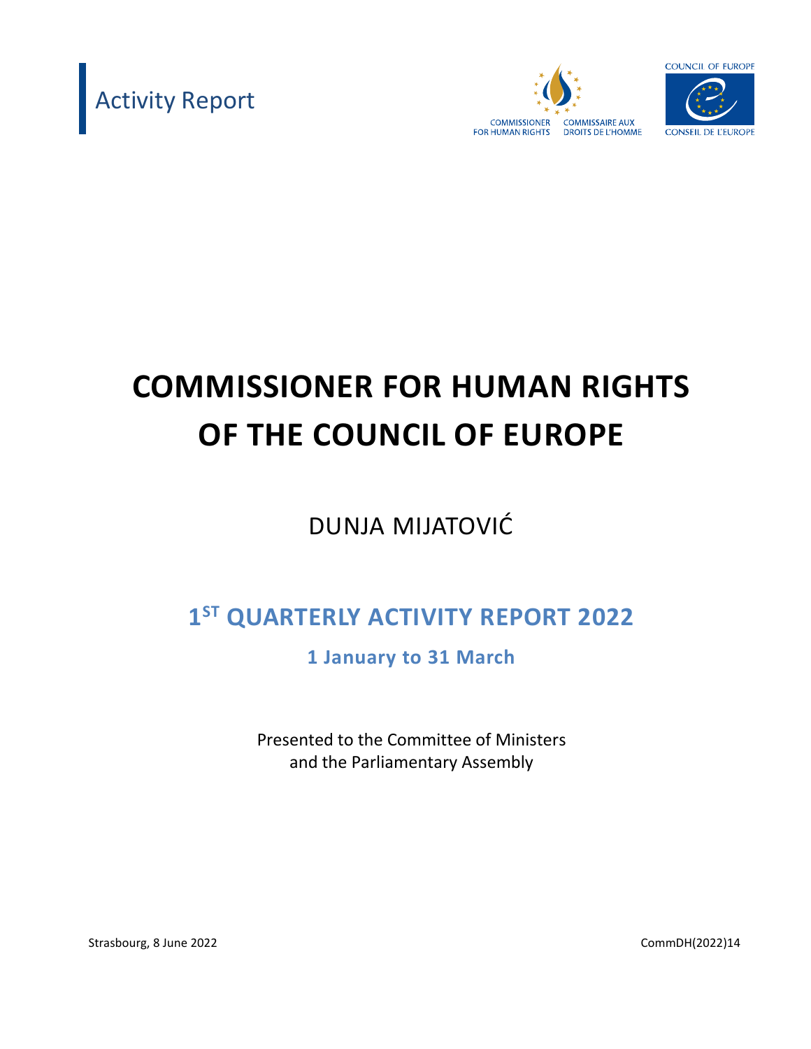Activity Report

COMMISSIONER FOR HUMAN RIGHTS — COMMISSAIRE AUX DROITS DE L'HOMME

COUNCIL OF EUROPE — CONSEIL DE L'EUROPE

# COMMISSIONER FOR HUMAN RIGHTS OF THE COUNCIL OF EUROPE

DUNJA MIJATOVIĆ

## 1ST QUARTERLY ACTIVITY REPORT 2022

### 1 January to 31 March

Presented to the Committee of Ministers
and the Parliamentary Assembly

Strasbourg, 8 June 2022

CommDH(2022)14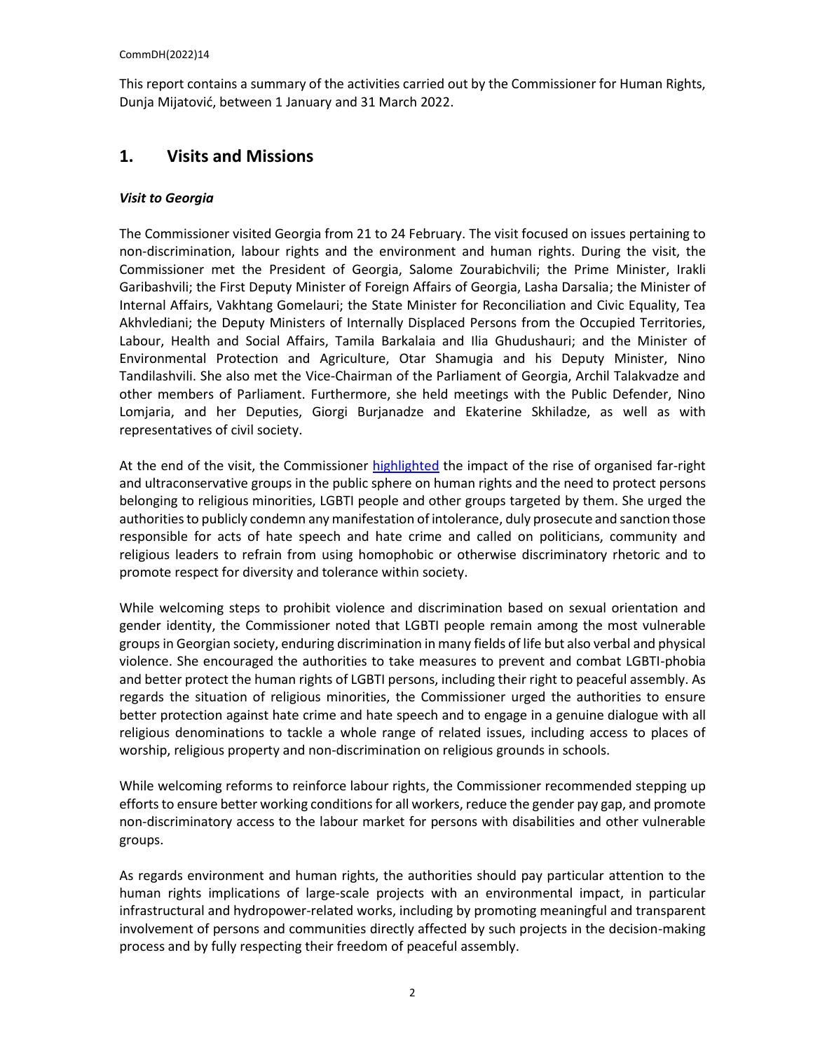This report contains a summary of the activities carried out by the Commissioner for Human Rights, Dunja Mijatović, between 1 January and 31 March 2022.

## 1. Visits and Missions

### *Visit to Georgia*

The Commissioner visited Georgia from 21 to 24 February. The visit focused on issues pertaining to non-discrimination, labour rights and the environment and human rights. During the visit, the Commissioner met the President of Georgia, Salome Zourabichvili; the Prime Minister, Irakli Garibashvili; the First Deputy Minister of Foreign Affairs of Georgia, Lasha Darsalia; the Minister of Internal Affairs, Vakhtang Gomelauri; the State Minister for Reconciliation and Civic Equality, Tea Akhvlediani; the Deputy Ministers of Internally Displaced Persons from the Occupied Territories, Labour, Health and Social Affairs, Tamila Barkalaia and Ilia Ghudushauri; and the Minister of Environmental Protection and Agriculture, Otar Shamugia and his Deputy Minister, Nino Tandilashvili. She also met the Vice-Chairman of the Parliament of Georgia, Archil Talakvadze and other members of Parliament. Furthermore, she held meetings with the Public Defender, Nino Lomjaria, and her Deputies, Giorgi Burjanadze and Ekaterine Skhiladze, as well as with representatives of civil society.

At the end of the visit, the Commissioner highlighted the impact of the rise of organised far-right and ultraconservative groups in the public sphere on human rights and the need to protect persons belonging to religious minorities, LGBTI people and other groups targeted by them. She urged the authorities to publicly condemn any manifestation of intolerance, duly prosecute and sanction those responsible for acts of hate speech and hate crime and called on politicians, community and religious leaders to refrain from using homophobic or otherwise discriminatory rhetoric and to promote respect for diversity and tolerance within society.

While welcoming steps to prohibit violence and discrimination based on sexual orientation and gender identity, the Commissioner noted that LGBTI people remain among the most vulnerable groups in Georgian society, enduring discrimination in many fields of life but also verbal and physical violence. She encouraged the authorities to take measures to prevent and combat LGBTI-phobia and better protect the human rights of LGBTI persons, including their right to peaceful assembly. As regards the situation of religious minorities, the Commissioner urged the authorities to ensure better protection against hate crime and hate speech and to engage in a genuine dialogue with all religious denominations to tackle a whole range of related issues, including access to places of worship, religious property and non-discrimination on religious grounds in schools.

While welcoming reforms to reinforce labour rights, the Commissioner recommended stepping up efforts to ensure better working conditions for all workers, reduce the gender pay gap, and promote non-discriminatory access to the labour market for persons with disabilities and other vulnerable groups.

As regards environment and human rights, the authorities should pay particular attention to the human rights implications of large-scale projects with an environmental impact, in particular infrastructural and hydropower-related works, including by promoting meaningful and transparent involvement of persons and communities directly affected by such projects in the decision-making process and by fully respecting their freedom of peaceful assembly.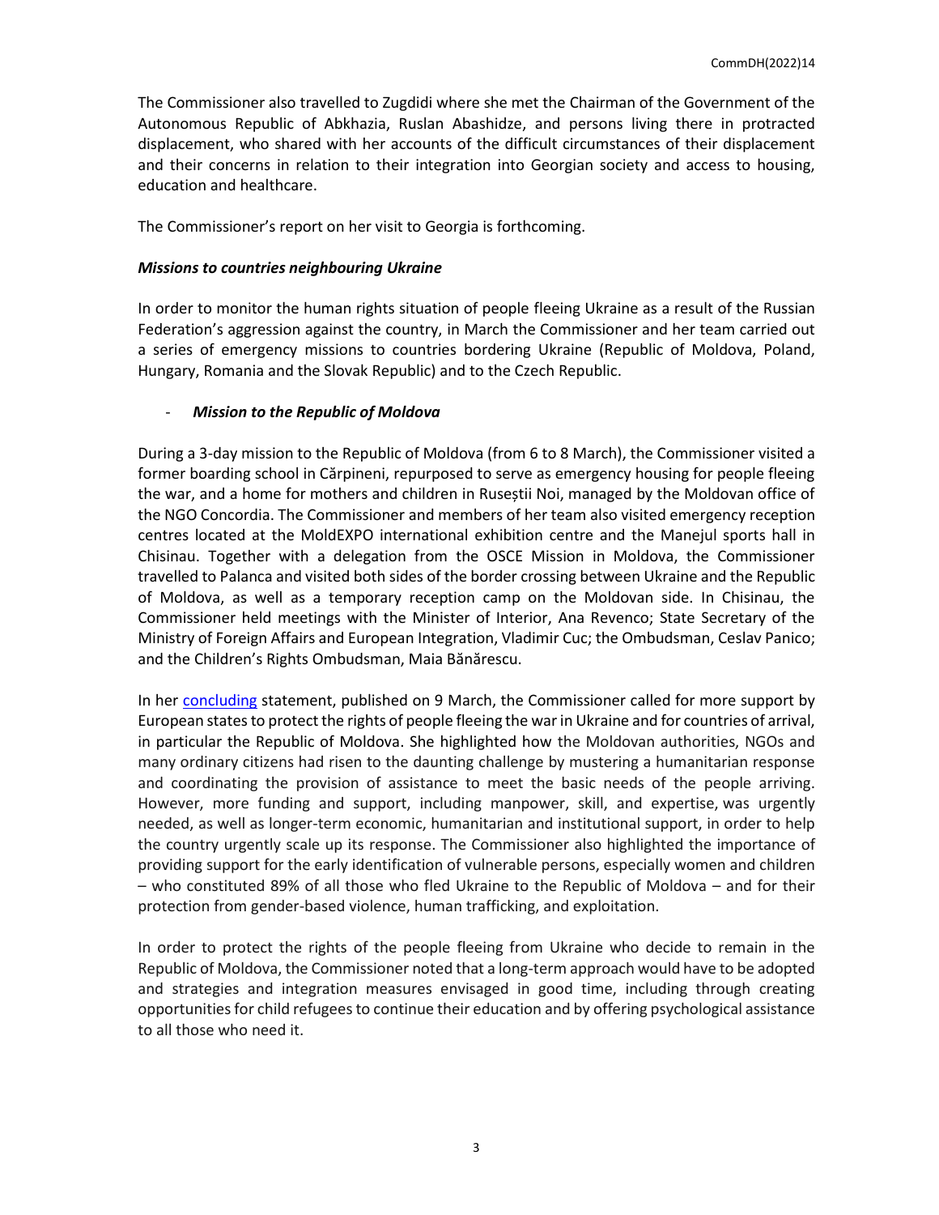The Commissioner also travelled to Zugdidi where she met the Chairman of the Government of the Autonomous Republic of Abkhazia, Ruslan Abashidze, and persons living there in protracted displacement, who shared with her accounts of the difficult circumstances of their displacement and their concerns in relation to their integration into Georgian society and access to housing, education and healthcare.

The Commissioner's report on her visit to Georgia is forthcoming.

***Missions to countries neighbouring Ukraine***

In order to monitor the human rights situation of people fleeing Ukraine as a result of the Russian Federation's aggression against the country, in March the Commissioner and her team carried out a series of emergency missions to countries bordering Ukraine (Republic of Moldova, Poland, Hungary, Romania and the Slovak Republic) and to the Czech Republic.

- ***Mission to the Republic of Moldova***

During a 3-day mission to the Republic of Moldova (from 6 to 8 March), the Commissioner visited a former boarding school in Cărpineni, repurposed to serve as emergency housing for people fleeing the war, and a home for mothers and children in Rusești Noi, managed by the Moldovan office of the NGO Concordia. The Commissioner and members of her team also visited emergency reception centres located at the MoldEXPO international exhibition centre and the Manejul sports hall in Chisinau. Together with a delegation from the OSCE Mission in Moldova, the Commissioner travelled to Palanca and visited both sides of the border crossing between Ukraine and the Republic of Moldova, as well as a temporary reception camp on the Moldovan side. In Chisinau, the Commissioner held meetings with the Minister of Interior, Ana Revenco; State Secretary of the Ministry of Foreign Affairs and European Integration, Vladimir Cuc; the Ombudsman, Ceslav Panico; and the Children's Rights Ombudsman, Maia Bănărescu.

In her concluding statement, published on 9 March, the Commissioner called for more support by European states to protect the rights of people fleeing the war in Ukraine and for countries of arrival, in particular the Republic of Moldova. She highlighted how the Moldovan authorities, NGOs and many ordinary citizens had risen to the daunting challenge by mustering a humanitarian response and coordinating the provision of assistance to meet the basic needs of the people arriving. However, more funding and support, including manpower, skill, and expertise, was urgently needed, as well as longer-term economic, humanitarian and institutional support, in order to help the country urgently scale up its response. The Commissioner also highlighted the importance of providing support for the early identification of vulnerable persons, especially women and children – who constituted 89% of all those who fled Ukraine to the Republic of Moldova – and for their protection from gender-based violence, human trafficking, and exploitation.

In order to protect the rights of the people fleeing from Ukraine who decide to remain in the Republic of Moldova, the Commissioner noted that a long-term approach would have to be adopted and strategies and integration measures envisaged in good time, including through creating opportunities for child refugees to continue their education and by offering psychological assistance to all those who need it.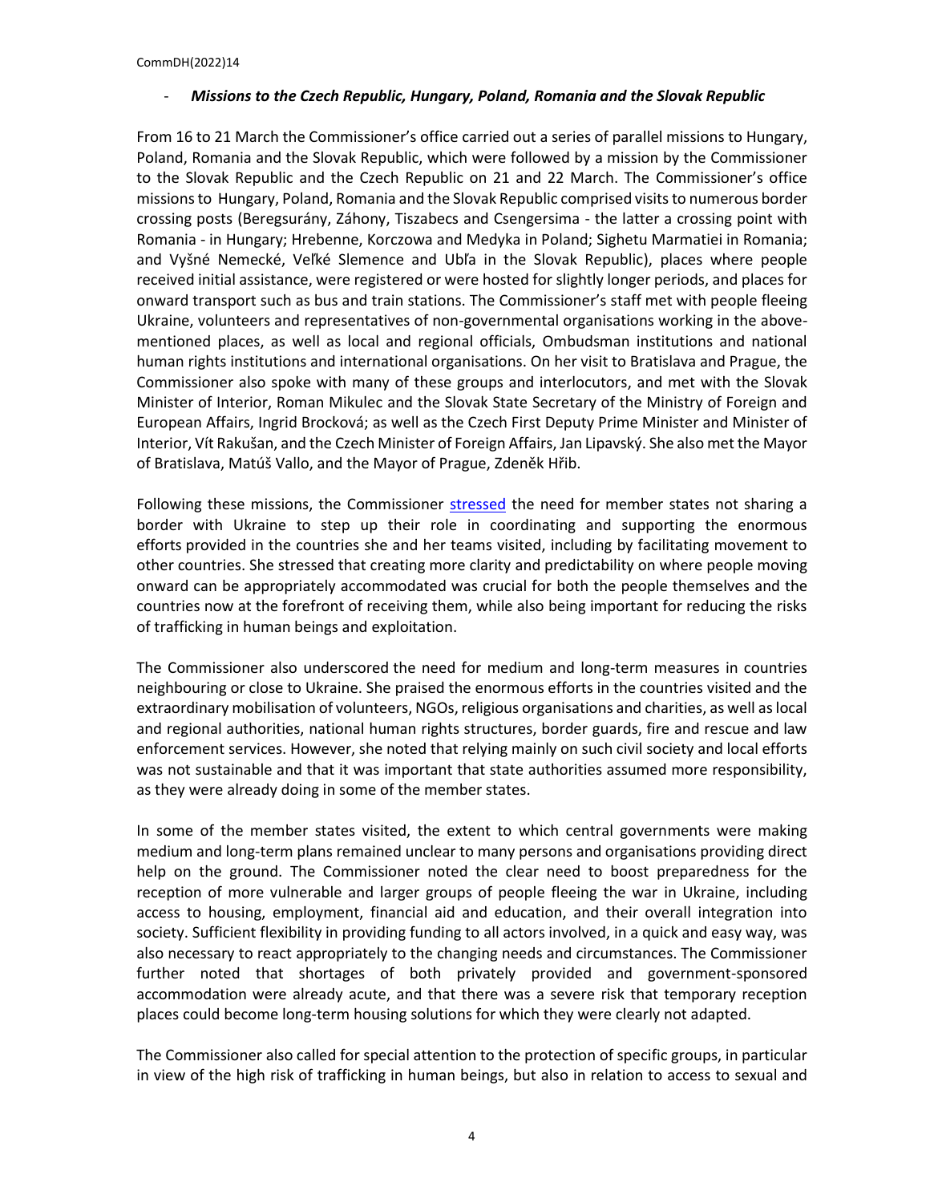- ***Missions to the Czech Republic, Hungary, Poland, Romania and the Slovak Republic***

From 16 to 21 March the Commissioner's office carried out a series of parallel missions to Hungary, Poland, Romania and the Slovak Republic, which were followed by a mission by the Commissioner to the Slovak Republic and the Czech Republic on 21 and 22 March. The Commissioner's office missions to Hungary, Poland, Romania and the Slovak Republic comprised visits to numerous border crossing posts (Beregsurány, Záhony, Tiszabecs and Csengersima - the latter a crossing point with Romania - in Hungary; Hrebenne, Korczowa and Medyka in Poland; Sighetu Marmatiei in Romania; and Vyšné Nemecké, Veľké Slemence and Ubľa in the Slovak Republic), places where people received initial assistance, were registered or were hosted for slightly longer periods, and places for onward transport such as bus and train stations. The Commissioner's staff met with people fleeing Ukraine, volunteers and representatives of non-governmental organisations working in the above-mentioned places, as well as local and regional officials, Ombudsman institutions and national human rights institutions and international organisations. On her visit to Bratislava and Prague, the Commissioner also spoke with many of these groups and interlocutors, and met with the Slovak Minister of Interior, Roman Mikulec and the Slovak State Secretary of the Ministry of Foreign and European Affairs, Ingrid Brocková; as well as the Czech First Deputy Prime Minister and Minister of Interior, Vít Rakušan, and the Czech Minister of Foreign Affairs, Jan Lipavský. She also met the Mayor of Bratislava, Matúš Vallo, and the Mayor of Prague, Zdeněk Hřib.

Following these missions, the Commissioner stressed the need for member states not sharing a border with Ukraine to step up their role in coordinating and supporting the enormous efforts provided in the countries she and her teams visited, including by facilitating movement to other countries. She stressed that creating more clarity and predictability on where people moving onward can be appropriately accommodated was crucial for both the people themselves and the countries now at the forefront of receiving them, while also being important for reducing the risks of trafficking in human beings and exploitation.

The Commissioner also underscored the need for medium and long-term measures in countries neighbouring or close to Ukraine. She praised the enormous efforts in the countries visited and the extraordinary mobilisation of volunteers, NGOs, religious organisations and charities, as well as local and regional authorities, national human rights structures, border guards, fire and rescue and law enforcement services. However, she noted that relying mainly on such civil society and local efforts was not sustainable and that it was important that state authorities assumed more responsibility, as they were already doing in some of the member states.

In some of the member states visited, the extent to which central governments were making medium and long-term plans remained unclear to many persons and organisations providing direct help on the ground. The Commissioner noted the clear need to boost preparedness for the reception of more vulnerable and larger groups of people fleeing the war in Ukraine, including access to housing, employment, financial aid and education, and their overall integration into society. Sufficient flexibility in providing funding to all actors involved, in a quick and easy way, was also necessary to react appropriately to the changing needs and circumstances. The Commissioner further noted that shortages of both privately provided and government-sponsored accommodation were already acute, and that there was a severe risk that temporary reception places could become long-term housing solutions for which they were clearly not adapted.

The Commissioner also called for special attention to the protection of specific groups, in particular in view of the high risk of trafficking in human beings, but also in relation to access to sexual and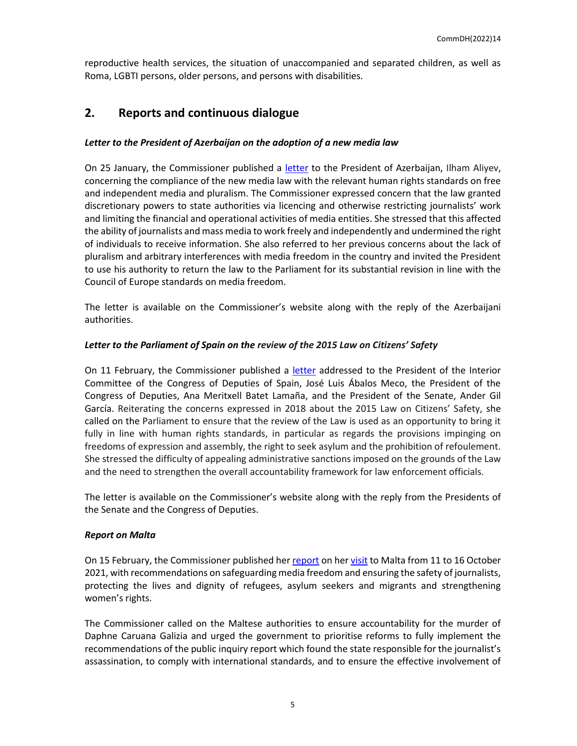reproductive health services, the situation of unaccompanied and separated children, as well as Roma, LGBTI persons, older persons, and persons with disabilities.

## 2. Reports and continuous dialogue

### *Letter to the President of Azerbaijan on the adoption of a new media law*

On 25 January, the Commissioner published a letter to the President of Azerbaijan, Ilham Aliyev, concerning the compliance of the new media law with the relevant human rights standards on free and independent media and pluralism. The Commissioner expressed concern that the law granted discretionary powers to state authorities via licencing and otherwise restricting journalists' work and limiting the financial and operational activities of media entities. She stressed that this affected the ability of journalists and mass media to work freely and independently and undermined the right of individuals to receive information. She also referred to her previous concerns about the lack of pluralism and arbitrary interferences with media freedom in the country and invited the President to use his authority to return the law to the Parliament for its substantial revision in line with the Council of Europe standards on media freedom.

The letter is available on the Commissioner's website along with the reply of the Azerbaijani authorities.

### *Letter to the Parliament of Spain on the review of the 2015 Law on Citizens' Safety*

On 11 February, the Commissioner published a letter addressed to the President of the Interior Committee of the Congress of Deputies of Spain, José Luis Ábalos Meco, the President of the Congress of Deputies, Ana Meritxell Batet Lamaña, and the President of the Senate, Ander Gil García. Reiterating the concerns expressed in 2018 about the 2015 Law on Citizens' Safety, she called on the Parliament to ensure that the review of the Law is used as an opportunity to bring it fully in line with human rights standards, in particular as regards the provisions impinging on freedoms of expression and assembly, the right to seek asylum and the prohibition of refoulement. She stressed the difficulty of appealing administrative sanctions imposed on the grounds of the Law and the need to strengthen the overall accountability framework for law enforcement officials.

The letter is available on the Commissioner's website along with the reply from the Presidents of the Senate and the Congress of Deputies.

### *Report on Malta*

On 15 February, the Commissioner published her report on her visit to Malta from 11 to 16 October 2021, with recommendations on safeguarding media freedom and ensuring the safety of journalists, protecting the lives and dignity of refugees, asylum seekers and migrants and strengthening women's rights.

The Commissioner called on the Maltese authorities to ensure accountability for the murder of Daphne Caruana Galizia and urged the government to prioritise reforms to fully implement the recommendations of the public inquiry report which found the state responsible for the journalist's assassination, to comply with international standards, and to ensure the effective involvement of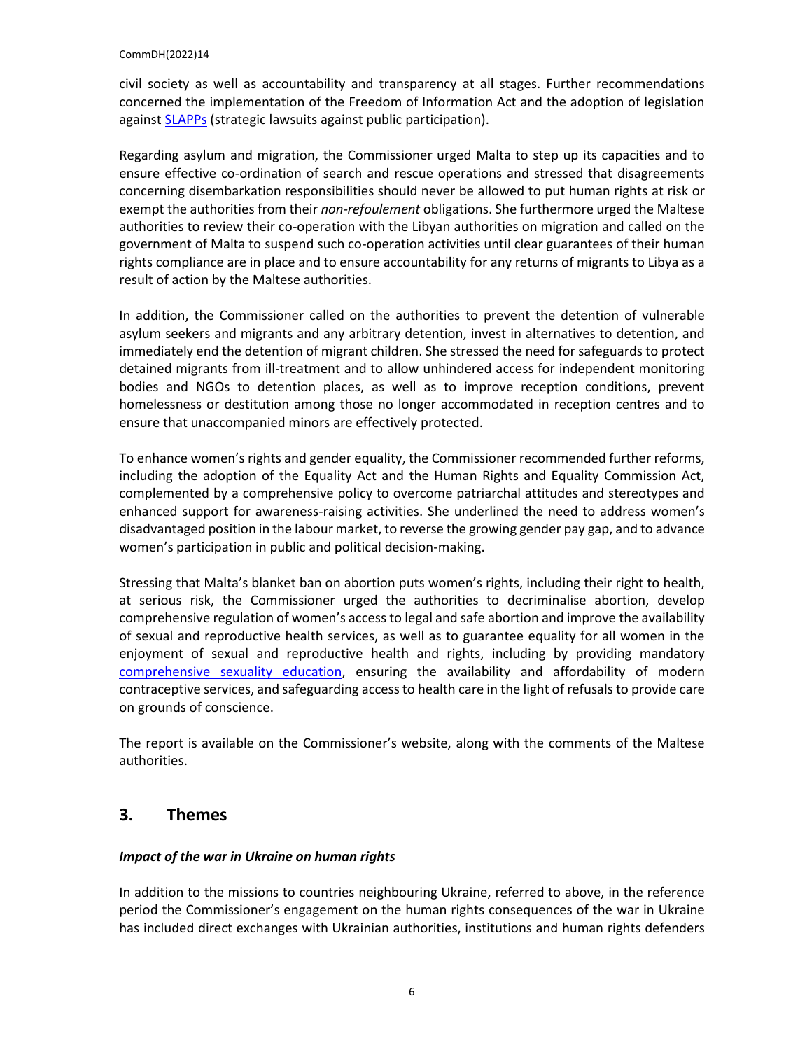civil society as well as accountability and transparency at all stages. Further recommendations concerned the implementation of the Freedom of Information Act and the adoption of legislation against SLAPPs (strategic lawsuits against public participation).

Regarding asylum and migration, the Commissioner urged Malta to step up its capacities and to ensure effective co-ordination of search and rescue operations and stressed that disagreements concerning disembarkation responsibilities should never be allowed to put human rights at risk or exempt the authorities from their *non-refoulement* obligations. She furthermore urged the Maltese authorities to review their co-operation with the Libyan authorities on migration and called on the government of Malta to suspend such co-operation activities until clear guarantees of their human rights compliance are in place and to ensure accountability for any returns of migrants to Libya as a result of action by the Maltese authorities.

In addition, the Commissioner called on the authorities to prevent the detention of vulnerable asylum seekers and migrants and any arbitrary detention, invest in alternatives to detention, and immediately end the detention of migrant children. She stressed the need for safeguards to protect detained migrants from ill-treatment and to allow unhindered access for independent monitoring bodies and NGOs to detention places, as well as to improve reception conditions, prevent homelessness or destitution among those no longer accommodated in reception centres and to ensure that unaccompanied minors are effectively protected.

To enhance women's rights and gender equality, the Commissioner recommended further reforms, including the adoption of the Equality Act and the Human Rights and Equality Commission Act, complemented by a comprehensive policy to overcome patriarchal attitudes and stereotypes and enhanced support for awareness-raising activities. She underlined the need to address women's disadvantaged position in the labour market, to reverse the growing gender pay gap, and to advance women's participation in public and political decision-making.

Stressing that Malta's blanket ban on abortion puts women's rights, including their right to health, at serious risk, the Commissioner urged the authorities to decriminalise abortion, develop comprehensive regulation of women's access to legal and safe abortion and improve the availability of sexual and reproductive health services, as well as to guarantee equality for all women in the enjoyment of sexual and reproductive health and rights, including by providing mandatory comprehensive sexuality education, ensuring the availability and affordability of modern contraceptive services, and safeguarding access to health care in the light of refusals to provide care on grounds of conscience.

The report is available on the Commissioner's website, along with the comments of the Maltese authorities.

## 3. Themes

***Impact of the war in Ukraine on human rights***

In addition to the missions to countries neighbouring Ukraine, referred to above, in the reference period the Commissioner's engagement on the human rights consequences of the war in Ukraine has included direct exchanges with Ukrainian authorities, institutions and human rights defenders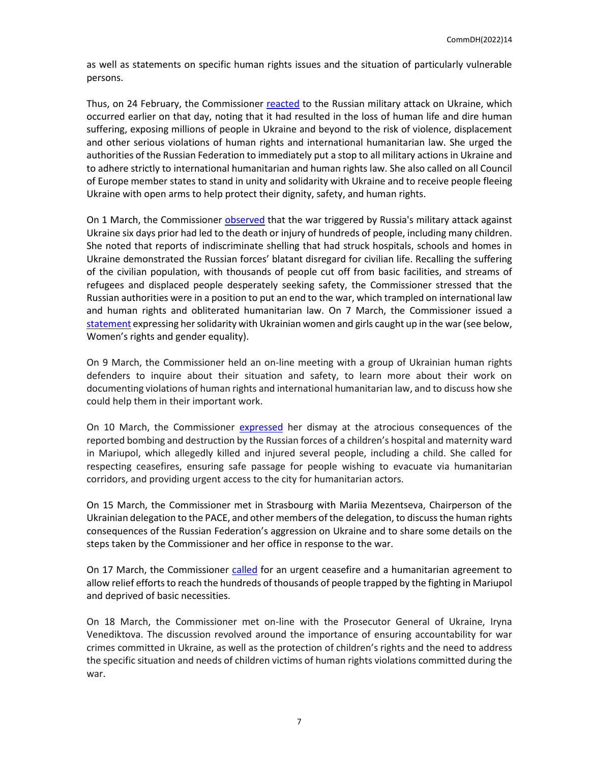as well as statements on specific human rights issues and the situation of particularly vulnerable persons.

Thus, on 24 February, the Commissioner reacted to the Russian military attack on Ukraine, which occurred earlier on that day, noting that it had resulted in the loss of human life and dire human suffering, exposing millions of people in Ukraine and beyond to the risk of violence, displacement and other serious violations of human rights and international humanitarian law. She urged the authorities of the Russian Federation to immediately put a stop to all military actions in Ukraine and to adhere strictly to international humanitarian and human rights law. She also called on all Council of Europe member states to stand in unity and solidarity with Ukraine and to receive people fleeing Ukraine with open arms to help protect their dignity, safety, and human rights.

On 1 March, the Commissioner observed that the war triggered by Russia's military attack against Ukraine six days prior had led to the death or injury of hundreds of people, including many children. She noted that reports of indiscriminate shelling that had struck hospitals, schools and homes in Ukraine demonstrated the Russian forces' blatant disregard for civilian life. Recalling the suffering of the civilian population, with thousands of people cut off from basic facilities, and streams of refugees and displaced people desperately seeking safety, the Commissioner stressed that the Russian authorities were in a position to put an end to the war, which trampled on international law and human rights and obliterated humanitarian law. On 7 March, the Commissioner issued a statement expressing her solidarity with Ukrainian women and girls caught up in the war (see below, Women's rights and gender equality).

On 9 March, the Commissioner held an on-line meeting with a group of Ukrainian human rights defenders to inquire about their situation and safety, to learn more about their work on documenting violations of human rights and international humanitarian law, and to discuss how she could help them in their important work.

On 10 March, the Commissioner expressed her dismay at the atrocious consequences of the reported bombing and destruction by the Russian forces of a children's hospital and maternity ward in Mariupol, which allegedly killed and injured several people, including a child. She called for respecting ceasefires, ensuring safe passage for people wishing to evacuate via humanitarian corridors, and providing urgent access to the city for humanitarian actors.

On 15 March, the Commissioner met in Strasbourg with Mariia Mezentseva, Chairperson of the Ukrainian delegation to the PACE, and other members of the delegation, to discuss the human rights consequences of the Russian Federation's aggression on Ukraine and to share some details on the steps taken by the Commissioner and her office in response to the war.

On 17 March, the Commissioner called for an urgent ceasefire and a humanitarian agreement to allow relief efforts to reach the hundreds of thousands of people trapped by the fighting in Mariupol and deprived of basic necessities.

On 18 March, the Commissioner met on-line with the Prosecutor General of Ukraine, Iryna Venediktova. The discussion revolved around the importance of ensuring accountability for war crimes committed in Ukraine, as well as the protection of children's rights and the need to address the specific situation and needs of children victims of human rights violations committed during the war.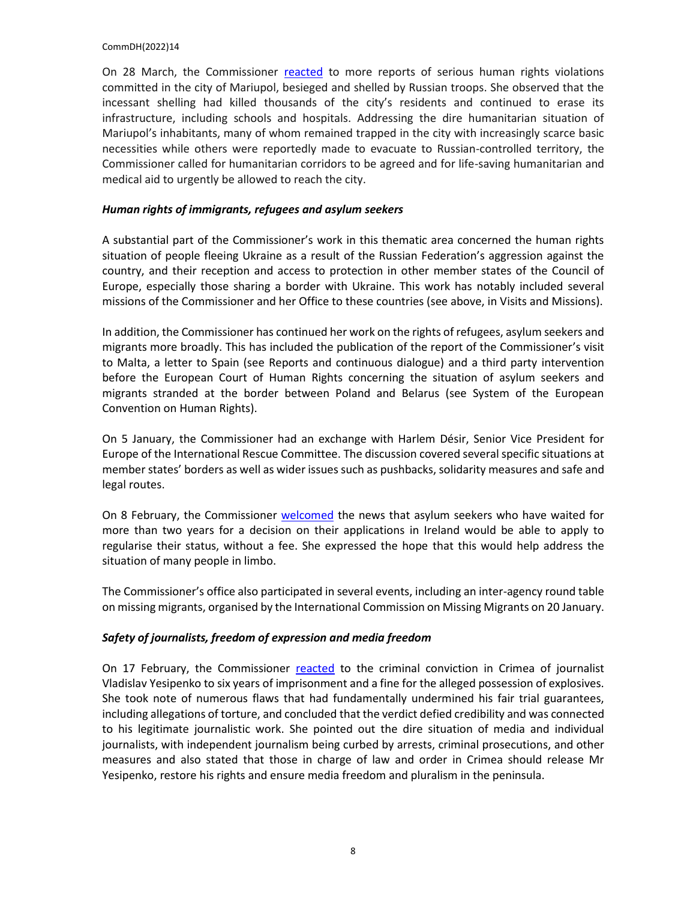On 28 March, the Commissioner reacted to more reports of serious human rights violations committed in the city of Mariupol, besieged and shelled by Russian troops. She observed that the incessant shelling had killed thousands of the city's residents and continued to erase its infrastructure, including schools and hospitals. Addressing the dire humanitarian situation of Mariupol's inhabitants, many of whom remained trapped in the city with increasingly scarce basic necessities while others were reportedly made to evacuate to Russian-controlled territory, the Commissioner called for humanitarian corridors to be agreed and for life-saving humanitarian and medical aid to urgently be allowed to reach the city.

### *Human rights of immigrants, refugees and asylum seekers*

A substantial part of the Commissioner's work in this thematic area concerned the human rights situation of people fleeing Ukraine as a result of the Russian Federation's aggression against the country, and their reception and access to protection in other member states of the Council of Europe, especially those sharing a border with Ukraine. This work has notably included several missions of the Commissioner and her Office to these countries (see above, in Visits and Missions).

In addition, the Commissioner has continued her work on the rights of refugees, asylum seekers and migrants more broadly. This has included the publication of the report of the Commissioner's visit to Malta, a letter to Spain (see Reports and continuous dialogue) and a third party intervention before the European Court of Human Rights concerning the situation of asylum seekers and migrants stranded at the border between Poland and Belarus (see System of the European Convention on Human Rights).

On 5 January, the Commissioner had an exchange with Harlem Désir, Senior Vice President for Europe of the International Rescue Committee. The discussion covered several specific situations at member states' borders as well as wider issues such as pushbacks, solidarity measures and safe and legal routes.

On 8 February, the Commissioner welcomed the news that asylum seekers who have waited for more than two years for a decision on their applications in Ireland would be able to apply to regularise their status, without a fee. She expressed the hope that this would help address the situation of many people in limbo.

The Commissioner's office also participated in several events, including an inter-agency round table on missing migrants, organised by the International Commission on Missing Migrants on 20 January.

### *Safety of journalists, freedom of expression and media freedom*

On 17 February, the Commissioner reacted to the criminal conviction in Crimea of journalist Vladislav Yesipenko to six years of imprisonment and a fine for the alleged possession of explosives. She took note of numerous flaws that had fundamentally undermined his fair trial guarantees, including allegations of torture, and concluded that the verdict defied credibility and was connected to his legitimate journalistic work. She pointed out the dire situation of media and individual journalists, with independent journalism being curbed by arrests, criminal prosecutions, and other measures and also stated that those in charge of law and order in Crimea should release Mr Yesipenko, restore his rights and ensure media freedom and pluralism in the peninsula.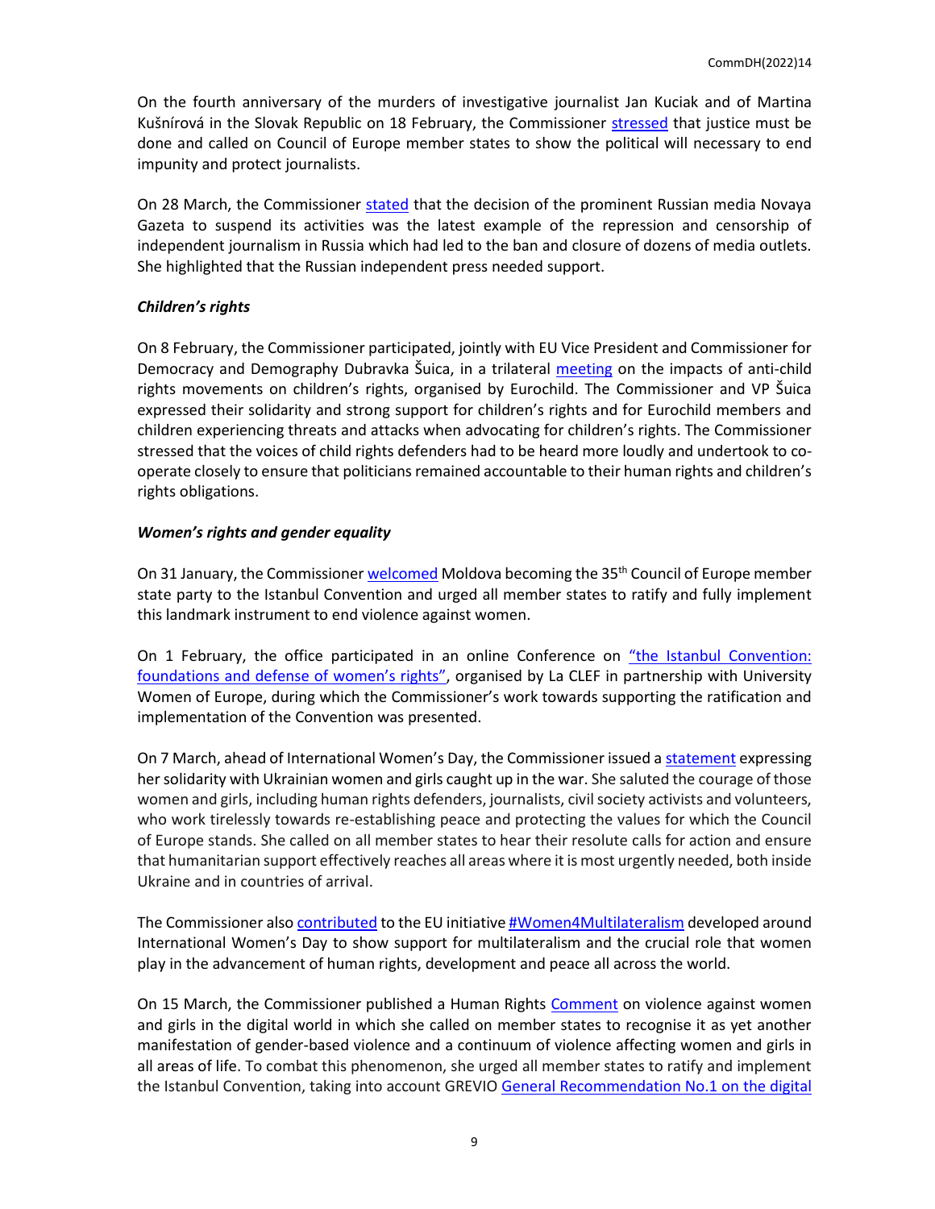On the fourth anniversary of the murders of investigative journalist Jan Kuciak and of Martina Kušnírová in the Slovak Republic on 18 February, the Commissioner stressed that justice must be done and called on Council of Europe member states to show the political will necessary to end impunity and protect journalists.

On 28 March, the Commissioner stated that the decision of the prominent Russian media Novaya Gazeta to suspend its activities was the latest example of the repression and censorship of independent journalism in Russia which had led to the ban and closure of dozens of media outlets. She highlighted that the Russian independent press needed support.

***Children's rights***

On 8 February, the Commissioner participated, jointly with EU Vice President and Commissioner for Democracy and Demography Dubravka Šuica, in a trilateral meeting on the impacts of anti-child rights movements on children's rights, organised by Eurochild. The Commissioner and VP Šuica expressed their solidarity and strong support for children's rights and for Eurochild members and children experiencing threats and attacks when advocating for children's rights. The Commissioner stressed that the voices of child rights defenders had to be heard more loudly and undertook to co-operate closely to ensure that politicians remained accountable to their human rights and children's rights obligations.

***Women's rights and gender equality***

On 31 January, the Commissioner welcomed Moldova becoming the 35th Council of Europe member state party to the Istanbul Convention and urged all member states to ratify and fully implement this landmark instrument to end violence against women.

On 1 February, the office participated in an online Conference on "the Istanbul Convention: foundations and defense of women's rights", organised by La CLEF in partnership with University Women of Europe, during which the Commissioner's work towards supporting the ratification and implementation of the Convention was presented.

On 7 March, ahead of International Women's Day, the Commissioner issued a statement expressing her solidarity with Ukrainian women and girls caught up in the war. She saluted the courage of those women and girls, including human rights defenders, journalists, civil society activists and volunteers, who work tirelessly towards re-establishing peace and protecting the values for which the Council of Europe stands. She called on all member states to hear their resolute calls for action and ensure that humanitarian support effectively reaches all areas where it is most urgently needed, both inside Ukraine and in countries of arrival.

The Commissioner also contributed to the EU initiative #Women4Multilateralism developed around International Women's Day to show support for multilateralism and the crucial role that women play in the advancement of human rights, development and peace all across the world.

On 15 March, the Commissioner published a Human Rights Comment on violence against women and girls in the digital world in which she called on member states to recognise it as yet another manifestation of gender-based violence and a continuum of violence affecting women and girls in all areas of life. To combat this phenomenon, she urged all member states to ratify and implement the Istanbul Convention, taking into account GREVIO General Recommendation No.1 on the digital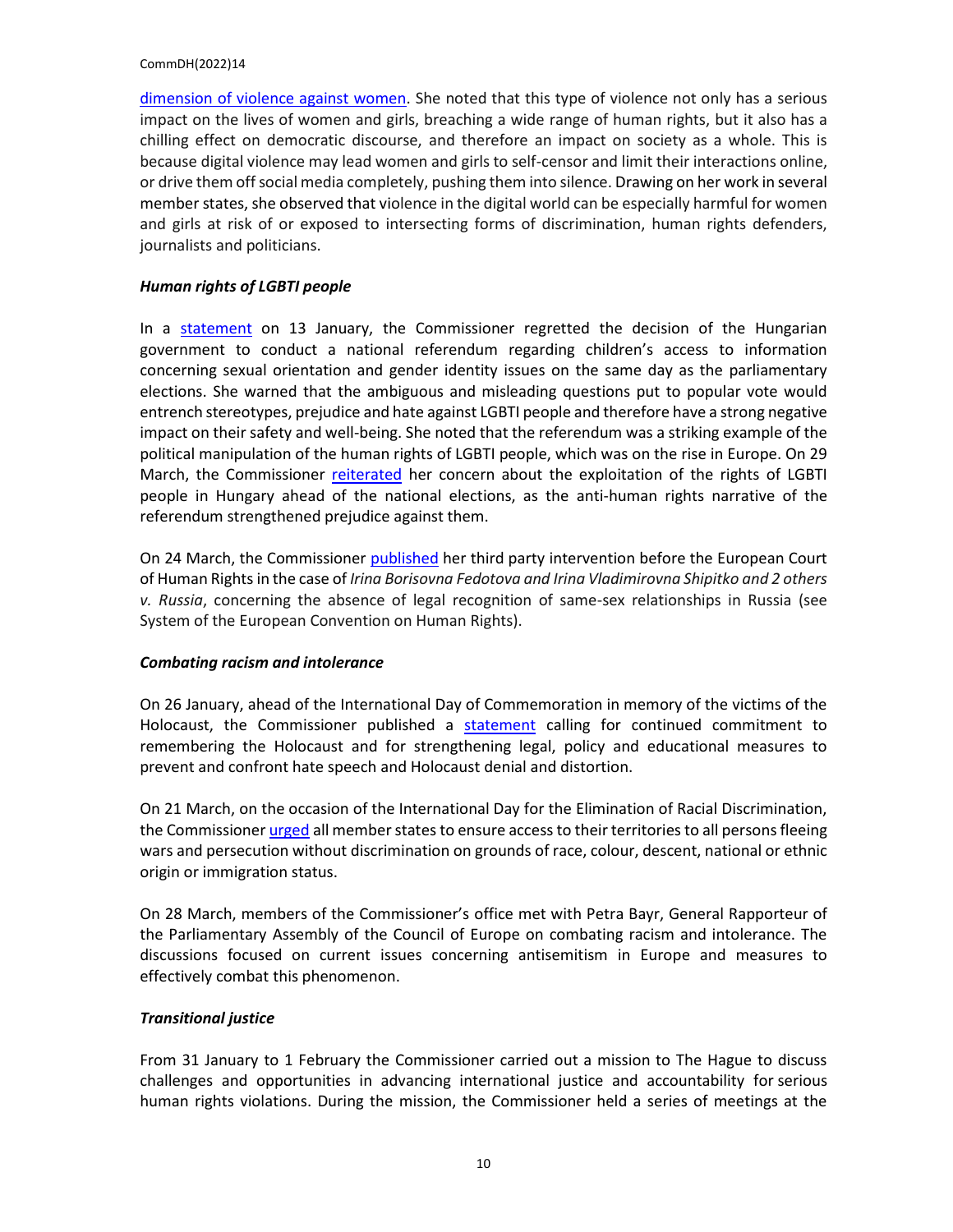dimension of violence against women. She noted that this type of violence not only has a serious impact on the lives of women and girls, breaching a wide range of human rights, but it also has a chilling effect on democratic discourse, and therefore an impact on society as a whole. This is because digital violence may lead women and girls to self-censor and limit their interactions online, or drive them off social media completely, pushing them into silence. Drawing on her work in several member states, she observed that violence in the digital world can be especially harmful for women and girls at risk of or exposed to intersecting forms of discrimination, human rights defenders, journalists and politicians.

***Human rights of LGBTI people***

In a statement on 13 January, the Commissioner regretted the decision of the Hungarian government to conduct a national referendum regarding children's access to information concerning sexual orientation and gender identity issues on the same day as the parliamentary elections. She warned that the ambiguous and misleading questions put to popular vote would entrench stereotypes, prejudice and hate against LGBTI people and therefore have a strong negative impact on their safety and well-being. She noted that the referendum was a striking example of the political manipulation of the human rights of LGBTI people, which was on the rise in Europe. On 29 March, the Commissioner reiterated her concern about the exploitation of the rights of LGBTI people in Hungary ahead of the national elections, as the anti-human rights narrative of the referendum strengthened prejudice against them.

On 24 March, the Commissioner published her third party intervention before the European Court of Human Rights in the case of *Irina Borisovna Fedotova and Irina Vladimirovna Shipitko and 2 others v. Russia*, concerning the absence of legal recognition of same-sex relationships in Russia (see System of the European Convention on Human Rights).

***Combating racism and intolerance***

On 26 January, ahead of the International Day of Commemoration in memory of the victims of the Holocaust, the Commissioner published a statement calling for continued commitment to remembering the Holocaust and for strengthening legal, policy and educational measures to prevent and confront hate speech and Holocaust denial and distortion.

On 21 March, on the occasion of the International Day for the Elimination of Racial Discrimination, the Commissioner urged all member states to ensure access to their territories to all persons fleeing wars and persecution without discrimination on grounds of race, colour, descent, national or ethnic origin or immigration status.

On 28 March, members of the Commissioner's office met with Petra Bayr, General Rapporteur of the Parliamentary Assembly of the Council of Europe on combating racism and intolerance. The discussions focused on current issues concerning antisemitism in Europe and measures to effectively combat this phenomenon.

***Transitional justice***

From 31 January to 1 February the Commissioner carried out a mission to The Hague to discuss challenges and opportunities in advancing international justice and accountability for serious human rights violations. During the mission, the Commissioner held a series of meetings at the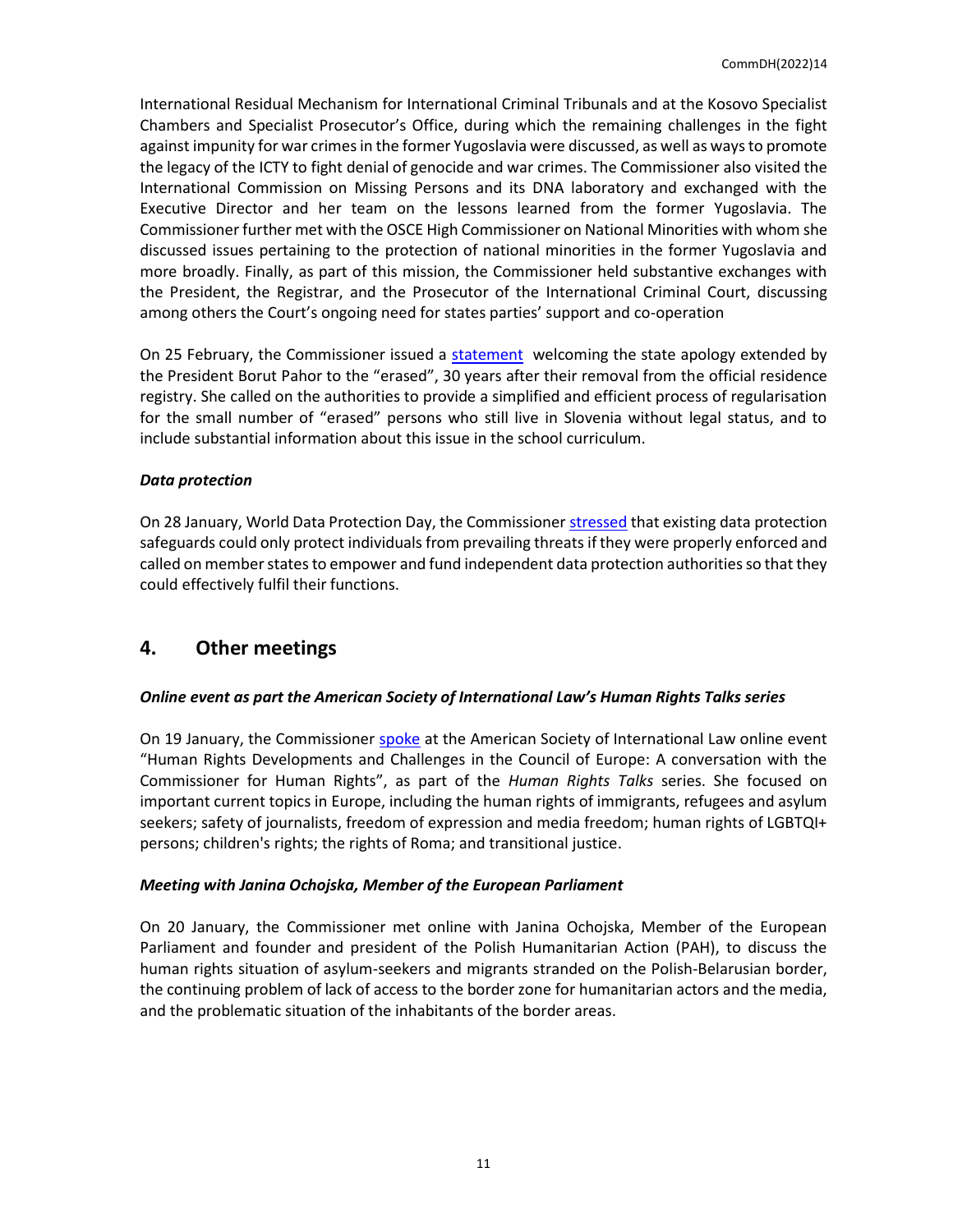International Residual Mechanism for International Criminal Tribunals and at the Kosovo Specialist Chambers and Specialist Prosecutor's Office, during which the remaining challenges in the fight against impunity for war crimes in the former Yugoslavia were discussed, as well as ways to promote the legacy of the ICTY to fight denial of genocide and war crimes. The Commissioner also visited the International Commission on Missing Persons and its DNA laboratory and exchanged with the Executive Director and her team on the lessons learned from the former Yugoslavia. The Commissioner further met with the OSCE High Commissioner on National Minorities with whom she discussed issues pertaining to the protection of national minorities in the former Yugoslavia and more broadly. Finally, as part of this mission, the Commissioner held substantive exchanges with the President, the Registrar, and the Prosecutor of the International Criminal Court, discussing among others the Court's ongoing need for states parties' support and co-operation

On 25 February, the Commissioner issued a statement welcoming the state apology extended by the President Borut Pahor to the "erased", 30 years after their removal from the official residence registry. She called on the authorities to provide a simplified and efficient process of regularisation for the small number of "erased" persons who still live in Slovenia without legal status, and to include substantial information about this issue in the school curriculum.

#### *Data protection*

On 28 January, World Data Protection Day, the Commissioner stressed that existing data protection safeguards could only protect individuals from prevailing threats if they were properly enforced and called on member states to empower and fund independent data protection authorities so that they could effectively fulfil their functions.

## 4. Other meetings

#### *Online event as part the American Society of International Law's Human Rights Talks series*

On 19 January, the Commissioner spoke at the American Society of International Law online event "Human Rights Developments and Challenges in the Council of Europe: A conversation with the Commissioner for Human Rights", as part of the *Human Rights Talks* series. She focused on important current topics in Europe, including the human rights of immigrants, refugees and asylum seekers; safety of journalists, freedom of expression and media freedom; human rights of LGBTQI+ persons; children's rights; the rights of Roma; and transitional justice.

#### *Meeting with Janina Ochojska, Member of the European Parliament*

On 20 January, the Commissioner met online with Janina Ochojska, Member of the European Parliament and founder and president of the Polish Humanitarian Action (PAH), to discuss the human rights situation of asylum-seekers and migrants stranded on the Polish-Belarusian border, the continuing problem of lack of access to the border zone for humanitarian actors and the media, and the problematic situation of the inhabitants of the border areas.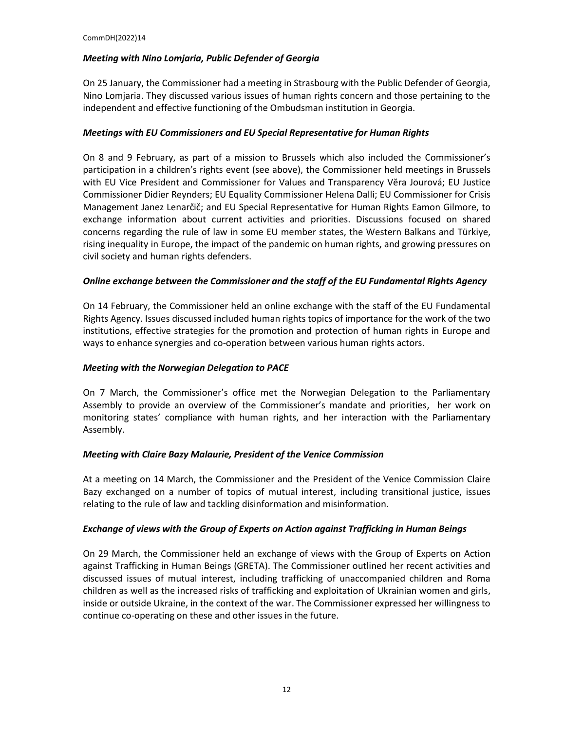***Meeting with Nino Lomjaria, Public Defender of Georgia***

On 25 January, the Commissioner had a meeting in Strasbourg with the Public Defender of Georgia, Nino Lomjaria. They discussed various issues of human rights concern and those pertaining to the independent and effective functioning of the Ombudsman institution in Georgia.

***Meetings with EU Commissioners and EU Special Representative for Human Rights***

On 8 and 9 February, as part of a mission to Brussels which also included the Commissioner's participation in a children's rights event (see above), the Commissioner held meetings in Brussels with EU Vice President and Commissioner for Values and Transparency Věra Jourová; EU Justice Commissioner Didier Reynders; EU Equality Commissioner Helena Dalli; EU Commissioner for Crisis Management Janez Lenarčič; and EU Special Representative for Human Rights Eamon Gilmore, to exchange information about current activities and priorities. Discussions focused on shared concerns regarding the rule of law in some EU member states, the Western Balkans and Türkiye, rising inequality in Europe, the impact of the pandemic on human rights, and growing pressures on civil society and human rights defenders.

***Online exchange between the Commissioner and the staff of the EU Fundamental Rights Agency***

On 14 February, the Commissioner held an online exchange with the staff of the EU Fundamental Rights Agency. Issues discussed included human rights topics of importance for the work of the two institutions, effective strategies for the promotion and protection of human rights in Europe and ways to enhance synergies and co-operation between various human rights actors.

***Meeting with the Norwegian Delegation to PACE***

On 7 March, the Commissioner's office met the Norwegian Delegation to the Parliamentary Assembly to provide an overview of the Commissioner's mandate and priorities, her work on monitoring states' compliance with human rights, and her interaction with the Parliamentary Assembly.

***Meeting with Claire Bazy Malaurie, President of the Venice Commission***

At a meeting on 14 March, the Commissioner and the President of the Venice Commission Claire Bazy exchanged on a number of topics of mutual interest, including transitional justice, issues relating to the rule of law and tackling disinformation and misinformation.

***Exchange of views with the Group of Experts on Action against Trafficking in Human Beings***

On 29 March, the Commissioner held an exchange of views with the Group of Experts on Action against Trafficking in Human Beings (GRETA). The Commissioner outlined her recent activities and discussed issues of mutual interest, including trafficking of unaccompanied children and Roma children as well as the increased risks of trafficking and exploitation of Ukrainian women and girls, inside or outside Ukraine, in the context of the war. The Commissioner expressed her willingness to continue co-operating on these and other issues in the future.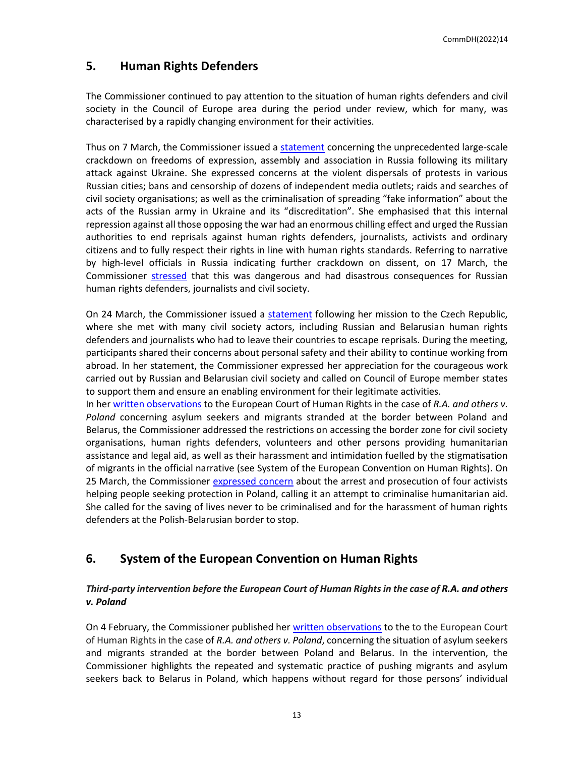## 5. Human Rights Defenders

The Commissioner continued to pay attention to the situation of human rights defenders and civil society in the Council of Europe area during the period under review, which for many, was characterised by a rapidly changing environment for their activities.

Thus on 7 March, the Commissioner issued a statement concerning the unprecedented large-scale crackdown on freedoms of expression, assembly and association in Russia following its military attack against Ukraine. She expressed concerns at the violent dispersals of protests in various Russian cities; bans and censorship of dozens of independent media outlets; raids and searches of civil society organisations; as well as the criminalisation of spreading "fake information" about the acts of the Russian army in Ukraine and its "discreditation". She emphasised that this internal repression against all those opposing the war had an enormous chilling effect and urged the Russian authorities to end reprisals against human rights defenders, journalists, activists and ordinary citizens and to fully respect their rights in line with human rights standards. Referring to narrative by high-level officials in Russia indicating further crackdown on dissent, on 17 March, the Commissioner stressed that this was dangerous and had disastrous consequences for Russian human rights defenders, journalists and civil society.

On 24 March, the Commissioner issued a statement following her mission to the Czech Republic, where she met with many civil society actors, including Russian and Belarusian human rights defenders and journalists who had to leave their countries to escape reprisals. During the meeting, participants shared their concerns about personal safety and their ability to continue working from abroad. In her statement, the Commissioner expressed her appreciation for the courageous work carried out by Russian and Belarusian civil society and called on Council of Europe member states to support them and ensure an enabling environment for their legitimate activities.

In her written observations to the European Court of Human Rights in the case of *R.A. and others v. Poland* concerning asylum seekers and migrants stranded at the border between Poland and Belarus, the Commissioner addressed the restrictions on accessing the border zone for civil society organisations, human rights defenders, volunteers and other persons providing humanitarian assistance and legal aid, as well as their harassment and intimidation fuelled by the stigmatisation of migrants in the official narrative (see System of the European Convention on Human Rights). On 25 March, the Commissioner expressed concern about the arrest and prosecution of four activists helping people seeking protection in Poland, calling it an attempt to criminalise humanitarian aid. She called for the saving of lives never to be criminalised and for the harassment of human rights defenders at the Polish-Belarusian border to stop.

## 6. System of the European Convention on Human Rights

### *Third-party intervention before the European Court of Human Rights in the case of **R.A. and others v. Poland***

On 4 February, the Commissioner published her written observations to the to the European Court of Human Rights in the case of *R.A. and others v. Poland*, concerning the situation of asylum seekers and migrants stranded at the border between Poland and Belarus. In the intervention, the Commissioner highlights the repeated and systematic practice of pushing migrants and asylum seekers back to Belarus in Poland, which happens without regard for those persons' individual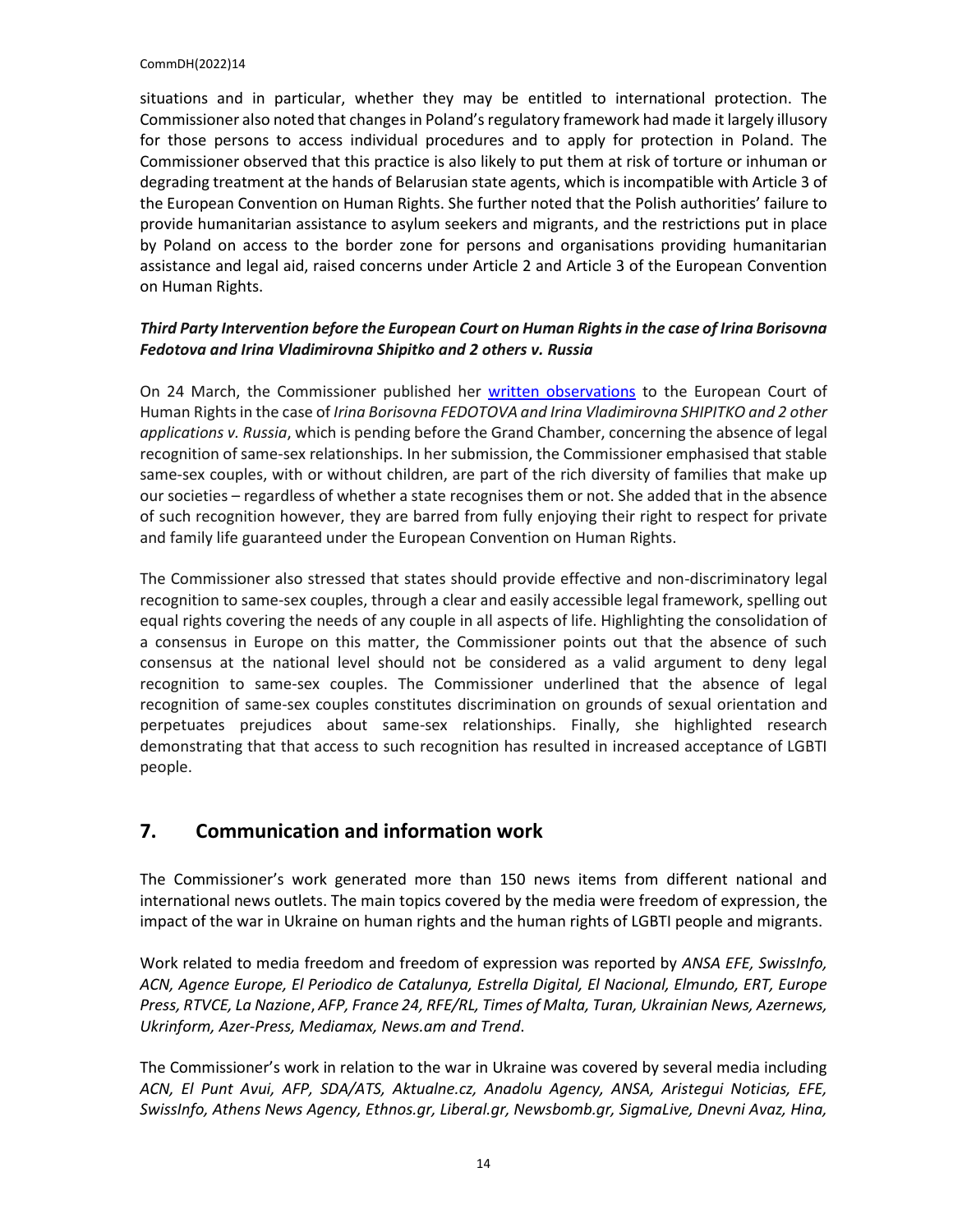situations and in particular, whether they may be entitled to international protection. The Commissioner also noted that changes in Poland's regulatory framework had made it largely illusory for those persons to access individual procedures and to apply for protection in Poland. The Commissioner observed that this practice is also likely to put them at risk of torture or inhuman or degrading treatment at the hands of Belarusian state agents, which is incompatible with Article 3 of the European Convention on Human Rights. She further noted that the Polish authorities' failure to provide humanitarian assistance to asylum seekers and migrants, and the restrictions put in place by Poland on access to the border zone for persons and organisations providing humanitarian assistance and legal aid, raised concerns under Article 2 and Article 3 of the European Convention on Human Rights.

***Third Party Intervention before the European Court on Human Rights in the case of Irina Borisovna Fedotova and Irina Vladimirovna Shipitko and 2 others v. Russia***

On 24 March, the Commissioner published her written observations to the European Court of Human Rights in the case of *Irina Borisovna FEDOTOVA and Irina Vladimirovna SHIPITKO and 2 other applications v. Russia*, which is pending before the Grand Chamber, concerning the absence of legal recognition of same-sex relationships. In her submission, the Commissioner emphasised that stable same-sex couples, with or without children, are part of the rich diversity of families that make up our societies – regardless of whether a state recognises them or not. She added that in the absence of such recognition however, they are barred from fully enjoying their right to respect for private and family life guaranteed under the European Convention on Human Rights.

The Commissioner also stressed that states should provide effective and non-discriminatory legal recognition to same-sex couples, through a clear and easily accessible legal framework, spelling out equal rights covering the needs of any couple in all aspects of life. Highlighting the consolidation of a consensus in Europe on this matter, the Commissioner points out that the absence of such consensus at the national level should not be considered as a valid argument to deny legal recognition to same-sex couples. The Commissioner underlined that the absence of legal recognition of same-sex couples constitutes discrimination on grounds of sexual orientation and perpetuates prejudices about same-sex relationships. Finally, she highlighted research demonstrating that that access to such recognition has resulted in increased acceptance of LGBTI people.

## 7. Communication and information work

The Commissioner's work generated more than 150 news items from different national and international news outlets. The main topics covered by the media were freedom of expression, the impact of the war in Ukraine on human rights and the human rights of LGBTI people and migrants.

Work related to media freedom and freedom of expression was reported by *ANSA EFE, SwissInfo, ACN, Agence Europe, El Periodico de Catalunya, Estrella Digital, El Nacional, Elmundo, ERT, Europe Press, RTVCE, La Nazione*, *AFP, France 24, RFE/RL, Times of Malta, Turan, Ukrainian News, Azernews, Ukrinform, Azer-Press, Mediamax, News.am and Trend*.

The Commissioner's work in relation to the war in Ukraine was covered by several media including *ACN, El Punt Avui, AFP, SDA/ATS, Aktualne.cz, Anadolu Agency, ANSA, Aristegui Noticias, EFE, SwissInfo, Athens News Agency, Ethnos.gr, Liberal.gr, Newsbomb.gr, SigmaLive, Dnevni Avaz, Hina,*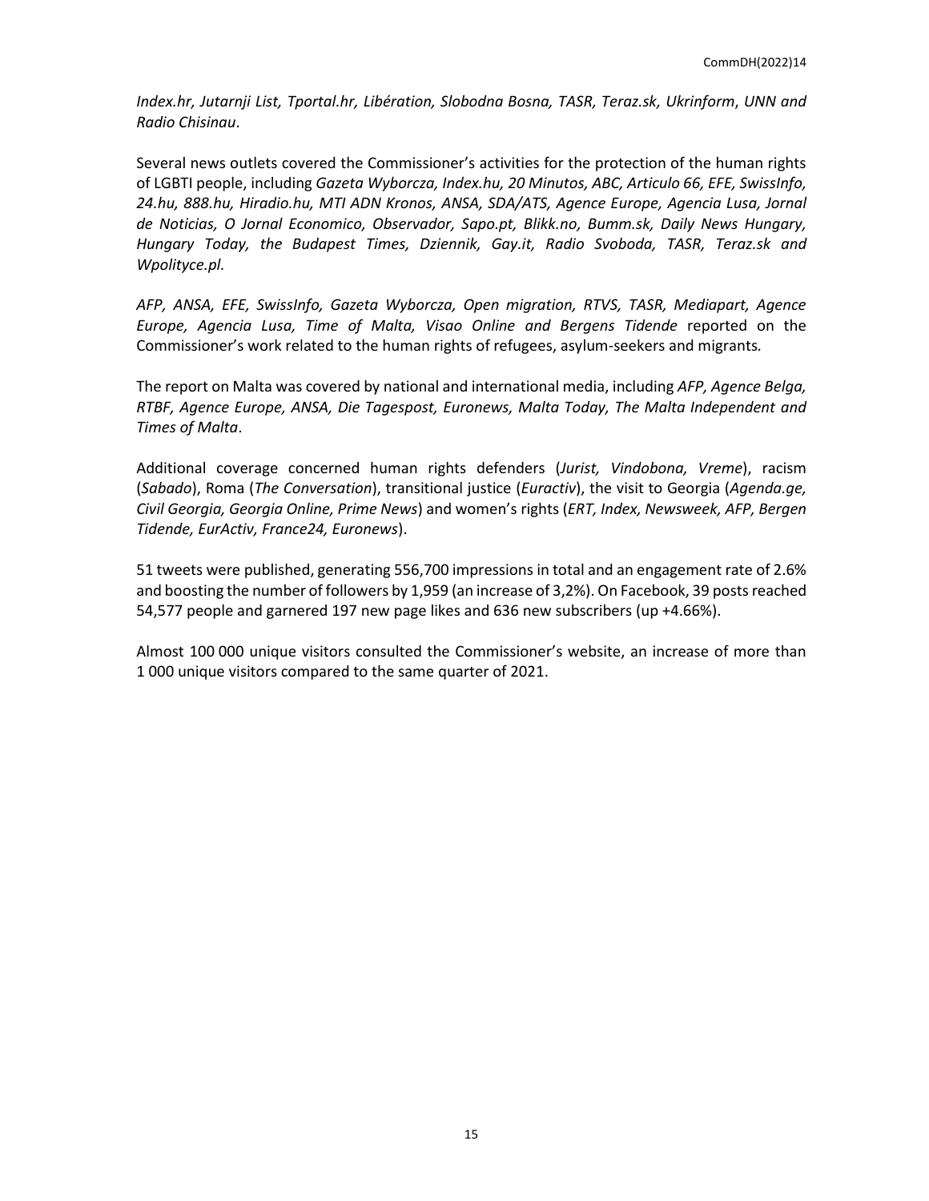*Index.hr, Jutarnji List, Tportal.hr, Libération, Slobodna Bosna, TASR, Teraz.sk, Ukrinform*, *UNN and Radio Chisinau*.

Several news outlets covered the Commissioner's activities for the protection of the human rights of LGBTI people, including *Gazeta Wyborcza, Index.hu, 20 Minutos, ABC, Articulo 66, EFE, SwissInfo, 24.hu, 888.hu, Hiradio.hu, MTI ADN Kronos, ANSA, SDA/ATS, Agence Europe, Agencia Lusa, Jornal de Noticias, O Jornal Economico, Observador, Sapo.pt, Blikk.no, Bumm.sk, Daily News Hungary, Hungary Today, the Budapest Times, Dziennik, Gay.it, Radio Svoboda, TASR, Teraz.sk and Wpolityce.pl.*

*AFP, ANSA, EFE, SwissInfo, Gazeta Wyborcza, Open migration, RTVS, TASR, Mediapart, Agence Europe, Agencia Lusa, Time of Malta, Visao Online and Bergens Tidende* reported on the Commissioner's work related to the human rights of refugees, asylum-seekers and migrants*.*

The report on Malta was covered by national and international media, including *AFP, Agence Belga, RTBF, Agence Europe, ANSA, Die Tagespost, Euronews, Malta Today, The Malta Independent and Times of Malta*.

Additional coverage concerned human rights defenders (*Jurist, Vindobona, Vreme*), racism (*Sabado*), Roma (*The Conversation*), transitional justice (*Euractiv*), the visit to Georgia (*Agenda.ge, Civil Georgia, Georgia Online, Prime News*) and women's rights (*ERT, Index, Newsweek, AFP, Bergen Tidende, EurActiv, France24, Euronews*).

51 tweets were published, generating 556,700 impressions in total and an engagement rate of 2.6% and boosting the number of followers by 1,959 (an increase of 3,2%). On Facebook, 39 posts reached 54,577 people and garnered 197 new page likes and 636 new subscribers (up +4.66%).

Almost 100 000 unique visitors consulted the Commissioner's website, an increase of more than 1 000 unique visitors compared to the same quarter of 2021.